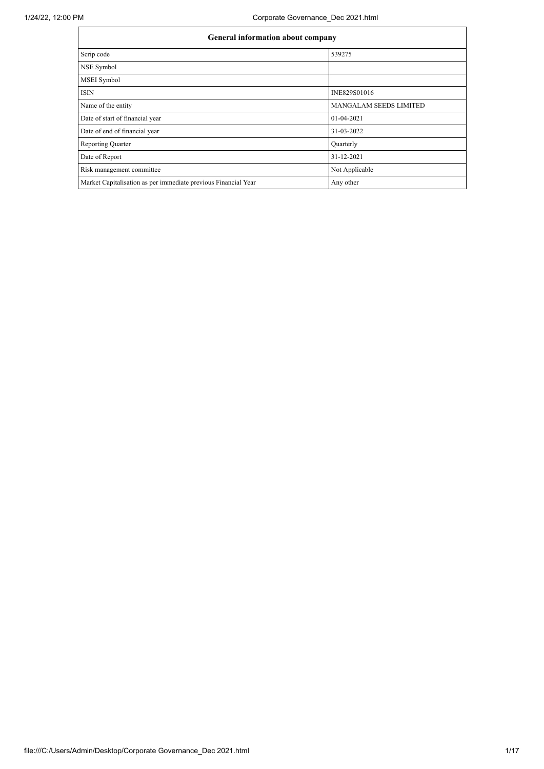| General information about company | |
|---|---|
| Scrip code | 539275 |
| NSE Symbol | |
| MSEI Symbol | |
| ISIN | INE829S01016 |
| Name of the entity | MANGALAM SEEDS LIMITED |
| Date of start of financial year | 01-04-2021 |
| Date of end of financial year | 31-03-2022 |
| Reporting Quarter | Quarterly |
| Date of Report | 31-12-2021 |
| Risk management committee | Not Applicable |
| Market Capitalisation as per immediate previous Financial Year | Any other |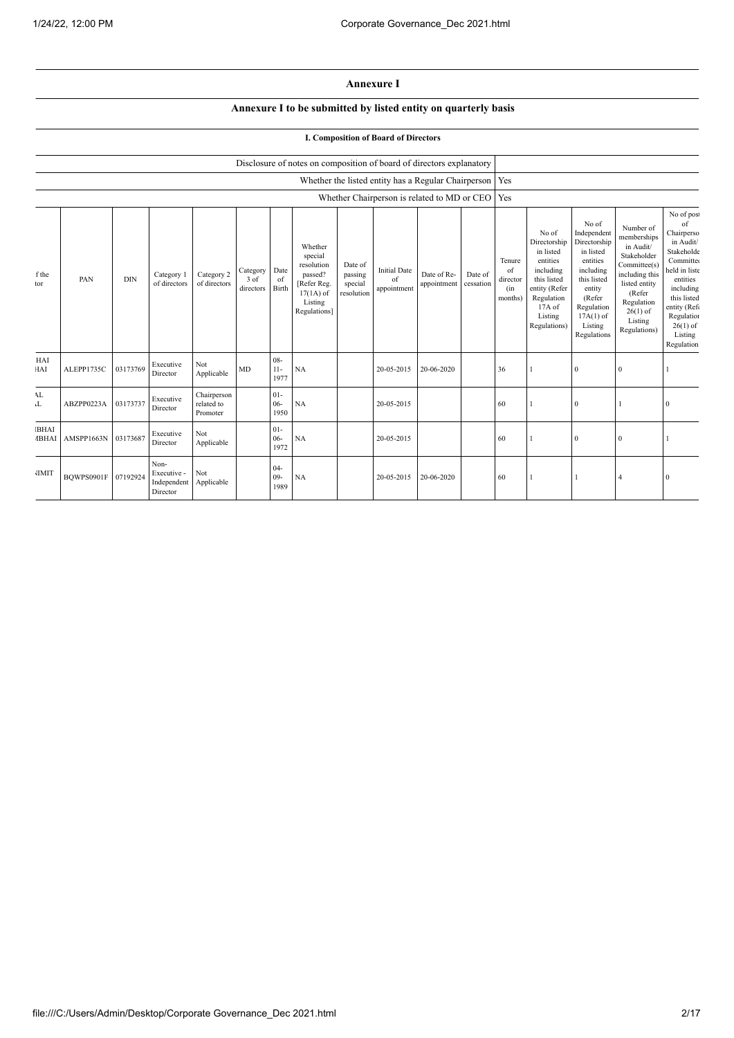# Annexure I

## Annexure I to be submitted by listed entity on quarterly basis

### I. Composition of Board of Directors

| Disclosure of notes on composition of board of directors explanatory | |
|---|---|
| Whether the listed entity has a Regular Chairperson | Yes |
| Whether Chairperson is related to MD or CEO | Yes |

| f the tor | PAN | DIN | Category 1 of directors | Category 2 of directors | Category 3 of directors | Date of Birth | Whether special resolution passed? [Refer Reg. 17(1A) of Listing Regulations] | Date of passing special resolution | Initial Date of appointment | Date of Re-appointment | Date of cessation | Tenure of director (in months) | No of Directorship in listed entities including this listed entity (Refer Regulation 17A of Listing Regulations) | No of Independent Directorship in listed entities including this listed entity (Refer Regulation 17A(1) of Listing Regulations | Number of memberships in Audit/ Stakeholder Committee(s) including this listed entity (Refer Regulation 26(1) of Listing Regulations) | No of post of Chairperso in Audit/ Stakeholde Committe held in liste entities including this listed entity (Refe Regulatior 26(1) of Listing Regulation |
|---|---|---|---|---|---|---|---|---|---|---|---|---|---|---|---|---|
| HAI HAI | ALEPP1735C | 03173769 | Executive Director | Not Applicable | MD | 08-11-1977 | NA | | 20-05-2015 | 20-06-2020 | | 36 | 1 | 0 | 0 | 1 |
| AL L | ABZPP0223A | 03173737 | Executive Director | Chairperson related to Promoter | | 01-06-1950 | NA | | 20-05-2015 | | | 60 | 1 | 0 | 1 | 0 |
| IBHAI IBHAI | AMSPP1663N | 03173687 | Executive Director | Not Applicable | | 01-06-1972 | NA | | 20-05-2015 | | | 60 | 1 | 0 | 0 | 1 |
| IIMIT | BQWPS0901F | 07192924 | Non-Executive - Independent Director | Not Applicable | | 04-09-1989 | NA | | 20-05-2015 | 20-06-2020 | | 60 | 1 | 1 | 4 | 0 |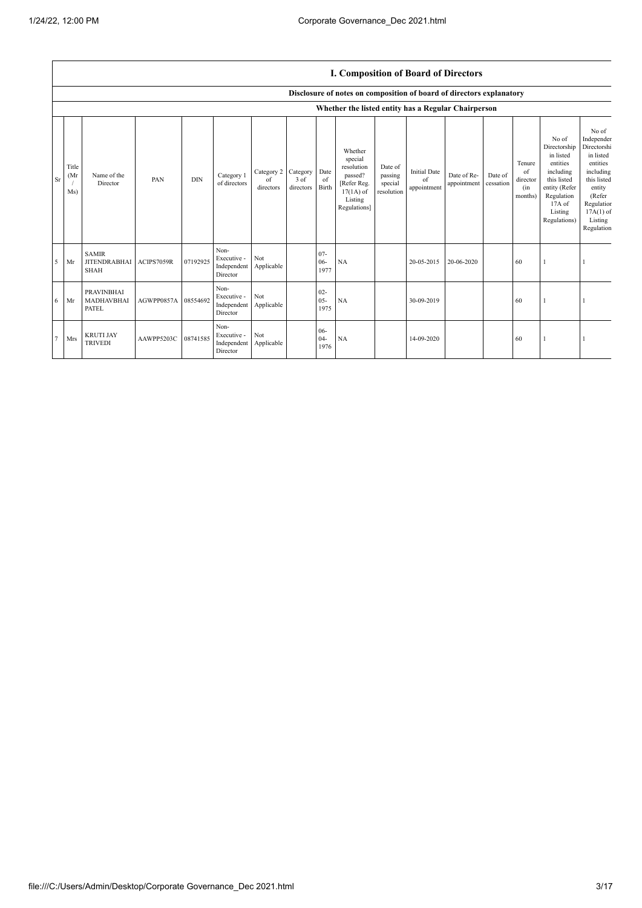## I. Composition of Board of Directors

### Disclosure of notes on composition of board of directors explanatory

### Whether the listed entity has a Regular Chairperson

| Sr | Title (Mr / Ms) | Name of the Director | PAN | DIN | Category 1 of directors | Category 2 of directors | Category 3 of directors | Date of Birth | Whether special resolution passed? [Refer Reg. 17(1A) of Listing Regulations] | Date of passing special resolution | Initial Date of appointment | Date of Re-appointment | Date of cessation | Tenure of director (in months) | No of Directorship in listed entities including this listed entity (Refer Regulation 17A of Listing Regulations) | No of Independent Directorship in listed entities including this listed entity (Refer Regulation 17A(1) of Listing Regulations |
|---|---|---|---|---|---|---|---|---|---|---|---|---|---|---|---|---|
| 5 | Mr | SAMIR JITENDRABHAI SHAH | ACIPS7059R | 07192925 | Non-Executive - Independent Director | Not Applicable | | 07-06-1977 | NA | | 20-05-2015 | 20-06-2020 | | 60 | 1 | 1 |
| 6 | Mr | PRAVINBHAI MADHAVBHAI PATEL | AGWPP0857A | 08554692 | Non-Executive - Independent Director | Not Applicable | | 02-05-1975 | NA | | 30-09-2019 | | | 60 | 1 | 1 |
| 7 | Mrs | KRUTI JAY TRIVEDI | AAWPP5203C | 08741585 | Non-Executive - Independent Director | Not Applicable | | 06-04-1976 | NA | | 14-09-2020 | | | 60 | 1 | 1 |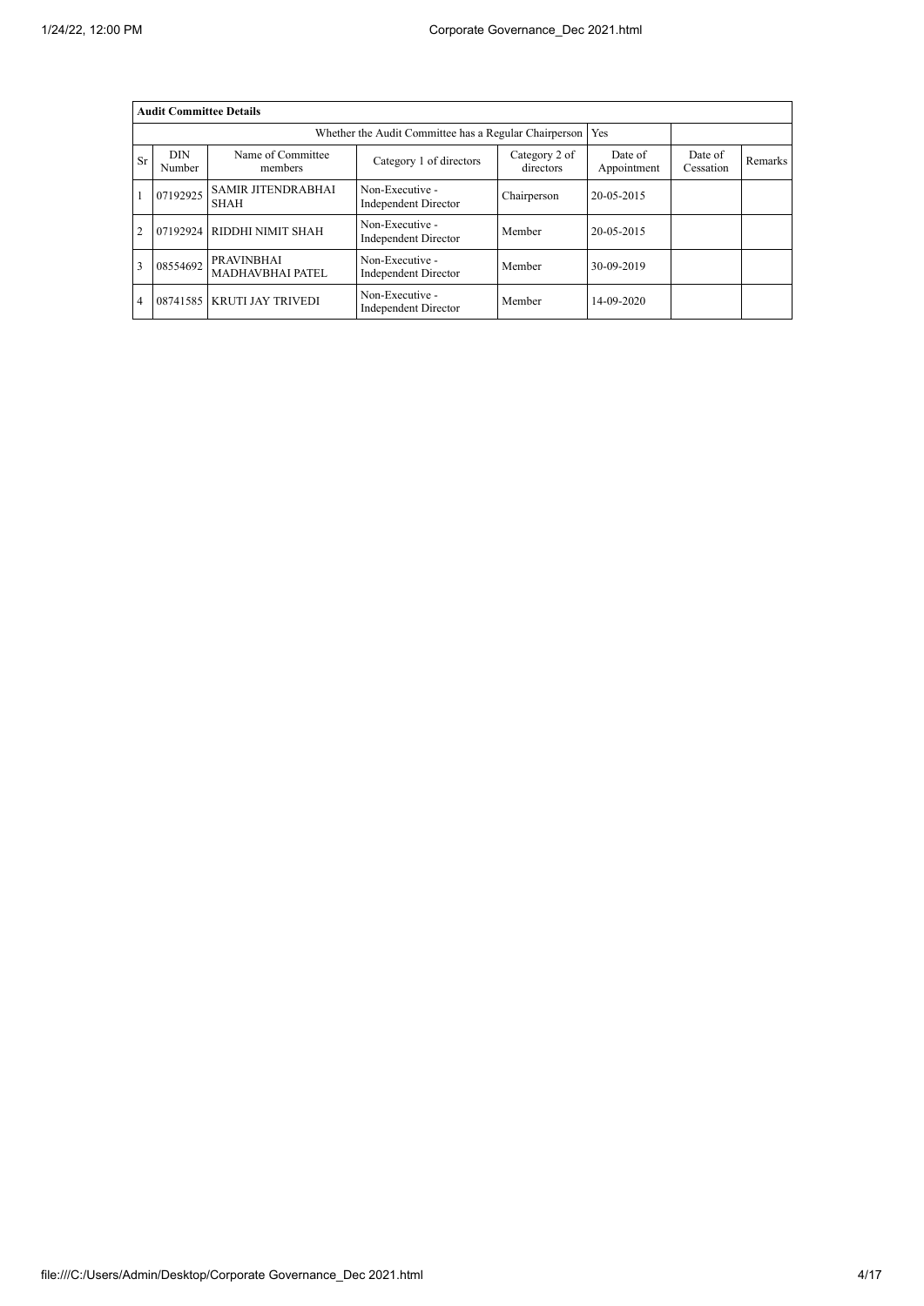| Audit Committee Details | | | | | | | |
|---|---|---|---|---|---|---|---|
| Whether the Audit Committee has a Regular Chairperson | | | | | Yes | | |
| Sr | DIN Number | Name of Committee members | Category 1 of directors | Category 2 of directors | Date of Appointment | Date of Cessation | Remarks |
| 1 | 07192925 | SAMIR JITENDRABHAI SHAH | Non-Executive - Independent Director | Chairperson | 20-05-2015 | | |
| 2 | 07192924 | RIDDHI NIMIT SHAH | Non-Executive - Independent Director | Member | 20-05-2015 | | |
| 3 | 08554692 | PRAVINBHAI MADHAVBHAI PATEL | Non-Executive - Independent Director | Member | 30-09-2019 | | |
| 4 | 08741585 | KRUTI JAY TRIVEDI | Non-Executive - Independent Director | Member | 14-09-2020 | | |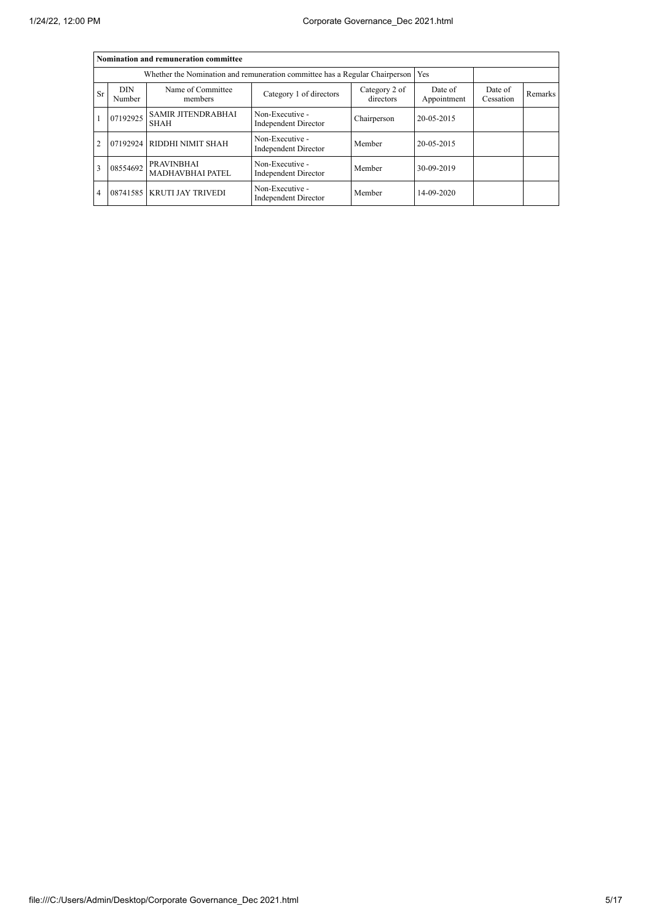| Nomination and remuneration committee | | | | | | | |
|---|---|---|---|---|---|---|---|
| Whether the Nomination and remuneration committee has a Regular Chairperson | | | | | Yes | | |
| Sr | DIN Number | Name of Committee members | Category 1 of directors | Category 2 of directors | Date of Appointment | Date of Cessation | Remarks |
| 1 | 07192925 | SAMIR JITENDRABHAI SHAH | Non-Executive - Independent Director | Chairperson | 20-05-2015 | | |
| 2 | 07192924 | RIDDHI NIMIT SHAH | Non-Executive - Independent Director | Member | 20-05-2015 | | |
| 3 | 08554692 | PRAVINBHAI MADHAVBHAI PATEL | Non-Executive - Independent Director | Member | 30-09-2019 | | |
| 4 | 08741585 | KRUTI JAY TRIVEDI | Non-Executive - Independent Director | Member | 14-09-2020 | | |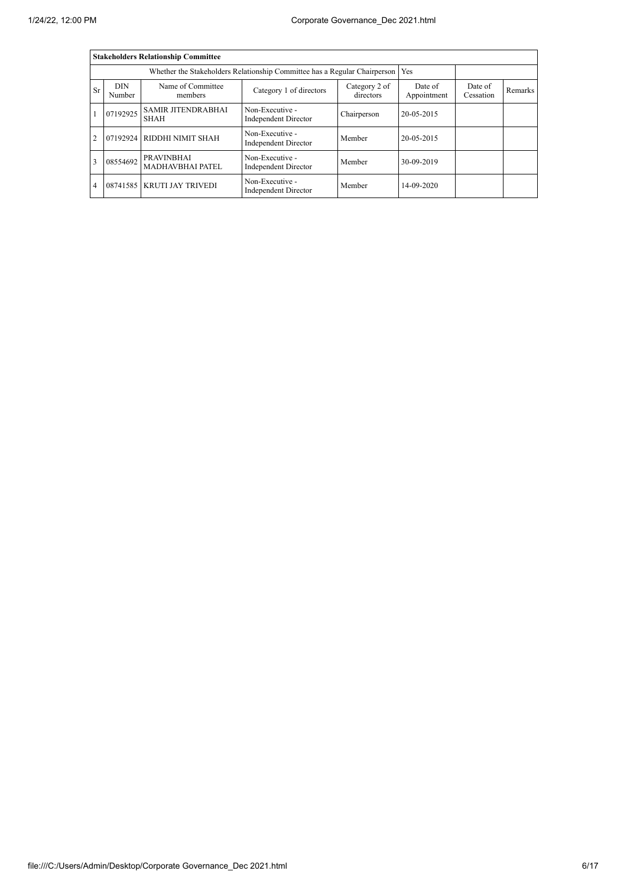| Stakeholders Relationship Committee | | | | | | | |
|---|---|---|---|---|---|---|---|
| Whether the Stakeholders Relationship Committee has a Regular Chairperson | | | | | Yes | | |
| Sr | DIN Number | Name of Committee members | Category 1 of directors | Category 2 of directors | Date of Appointment | Date of Cessation | Remarks |
| 1 | 07192925 | SAMIR JITENDRABHAI SHAH | Non-Executive - Independent Director | Chairperson | 20-05-2015 | | |
| 2 | 07192924 | RIDDHI NIMIT SHAH | Non-Executive - Independent Director | Member | 20-05-2015 | | |
| 3 | 08554692 | PRAVINBHAI MADHAVBHAI PATEL | Non-Executive - Independent Director | Member | 30-09-2019 | | |
| 4 | 08741585 | KRUTI JAY TRIVEDI | Non-Executive - Independent Director | Member | 14-09-2020 | | |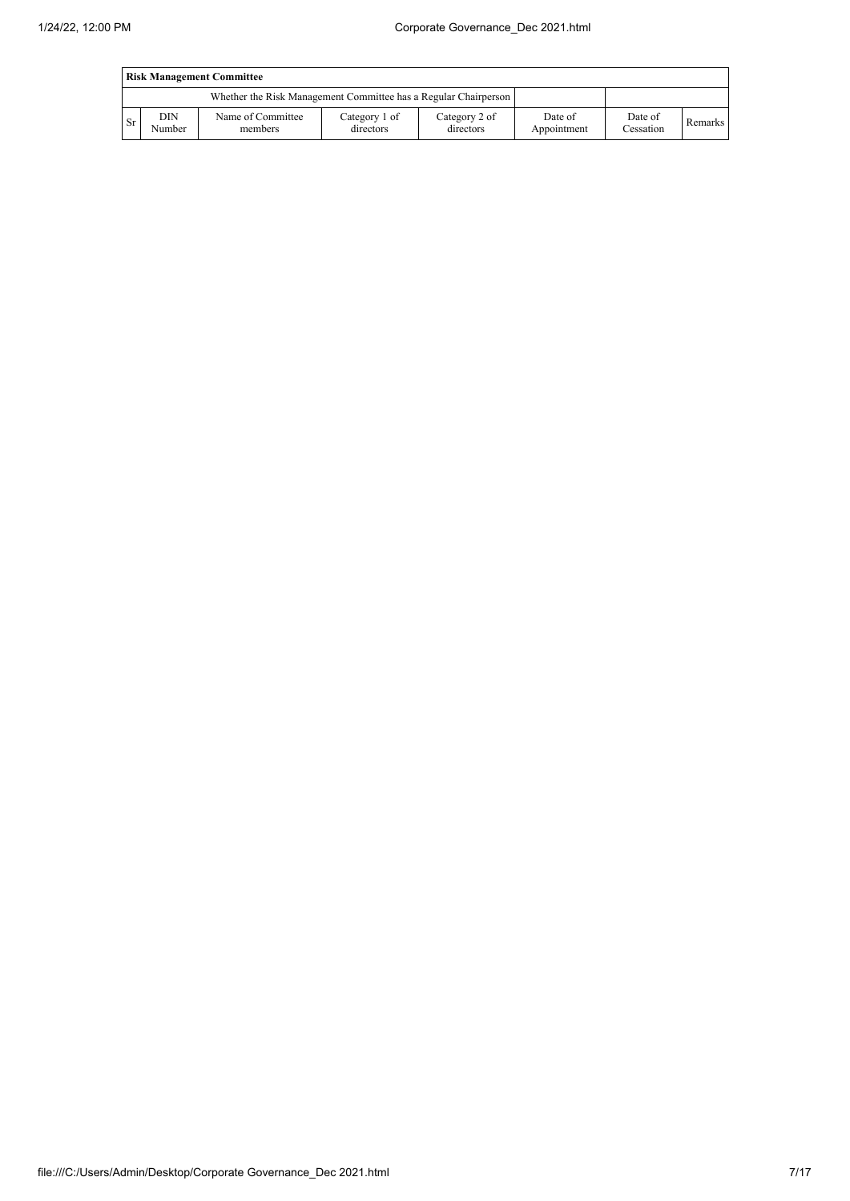| Risk Management Committee | | | | | | | |
|---|---|---|---|---|---|---|---|
| Whether the Risk Management Committee has a Regular Chairperson | | | | | | | |
| Sr | DIN Number | Name of Committee members | Category 1 of directors | Category 2 of directors | Date of Appointment | Date of Cessation | Remarks |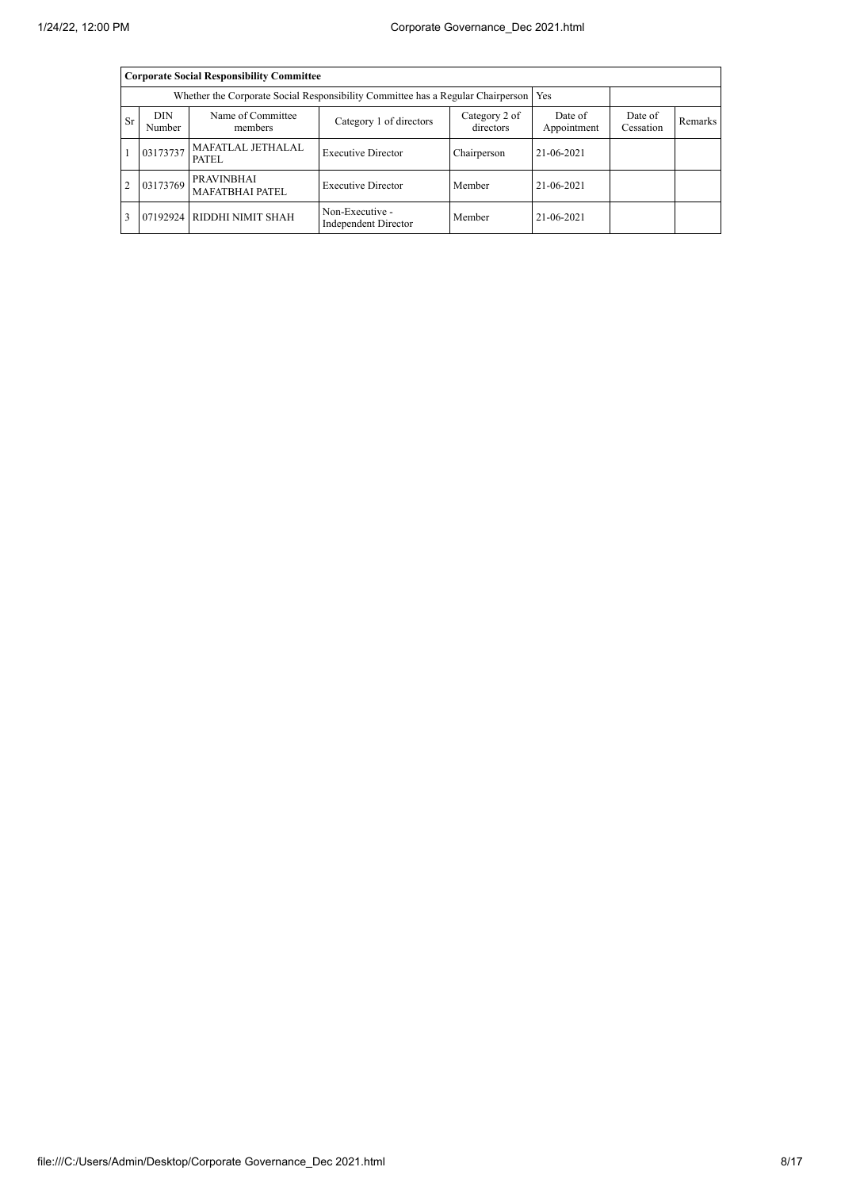| Corporate Social Responsibility Committee | | | | | | | |
|---|---|---|---|---|---|---|---|
| Whether the Corporate Social Responsibility Committee has a Regular Chairperson | | | | | Yes | | |
| Sr | DIN Number | Name of Committee members | Category 1 of directors | Category 2 of directors | Date of Appointment | Date of Cessation | Remarks |
| 1 | 03173737 | MAFATLAL JETHALAL PATEL | Executive Director | Chairperson | 21-06-2021 | | |
| 2 | 03173769 | PRAVINBHAI MAFATBHAI PATEL | Executive Director | Member | 21-06-2021 | | |
| 3 | 07192924 | RIDDHI NIMIT SHAH | Non-Executive - Independent Director | Member | 21-06-2021 | | |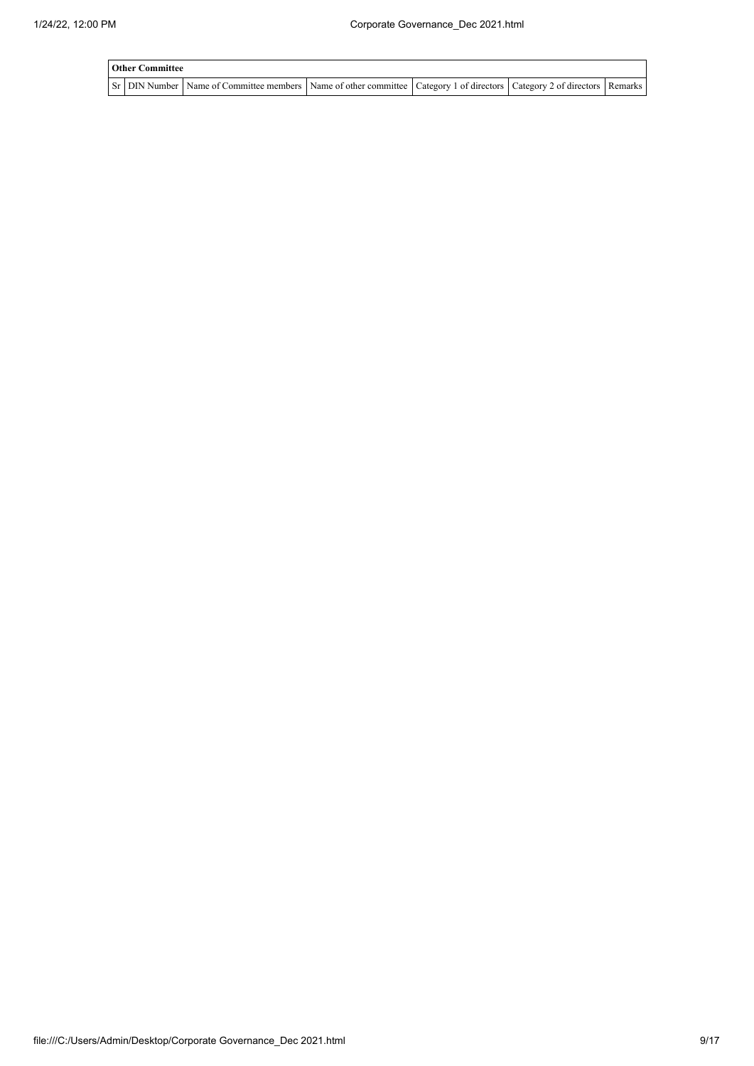| Other Committee | | | | | | |
|---|---|---|---|---|---|---|
| Sr | DIN Number | Name of Committee members | Name of other committee | Category 1 of directors | Category 2 of directors | Remarks |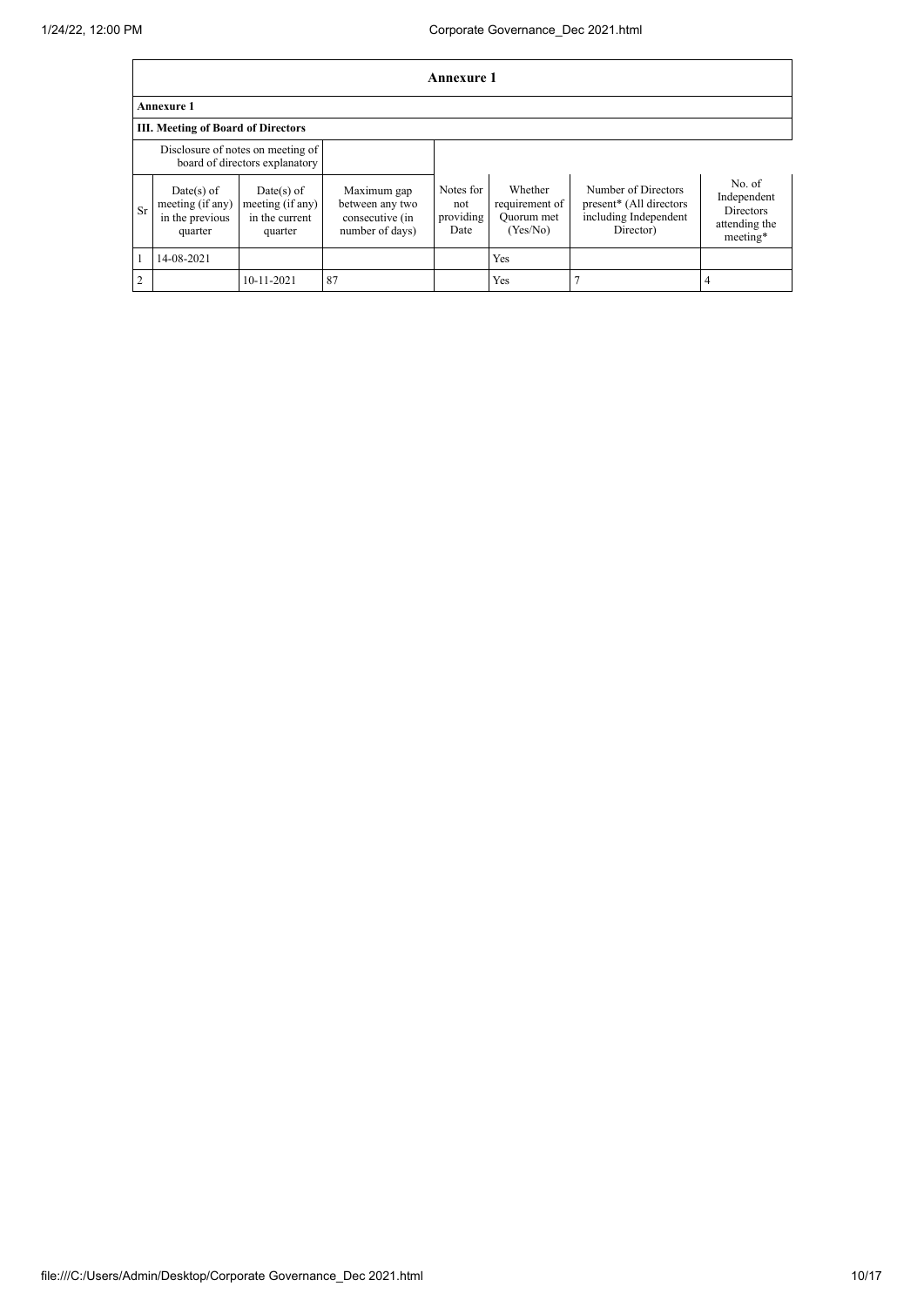# Annexure 1

**Annexure 1**

**III. Meeting of Board of Directors**

| | Disclosure of notes on meeting of board of directors explanatory | | | | | | |
|---|---|---|---|---|---|---|---|
| Sr | Date(s) of meeting (if any) in the previous quarter | Date(s) of meeting (if any) in the current quarter | Maximum gap between any two consecutive (in number of days) | Notes for not providing Date | Whether requirement of Quorum met (Yes/No) | Number of Directors present* (All directors including Independent Director) | No. of Independent Directors attending the meeting* |
| 1 | 14-08-2021 | | | | Yes | | |
| 2 | | 10-11-2021 | 87 | | Yes | 7 | 4 |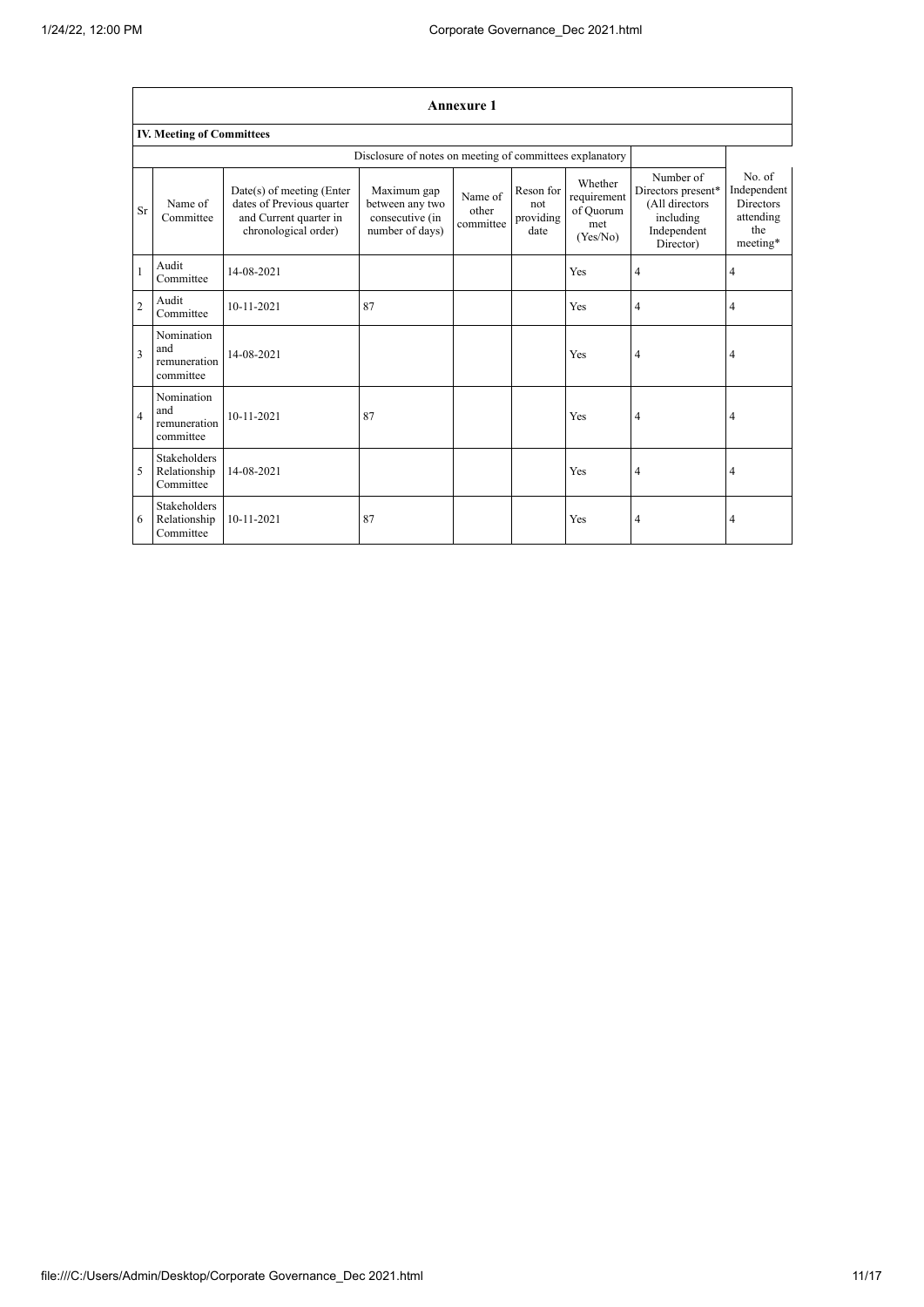## Annexure 1

### IV. Meeting of Committees

Disclosure of notes on meeting of committees explanatory

| Sr | Name of Committee | Date(s) of meeting (Enter dates of Previous quarter and Current quarter in chronological order) | Maximum gap between any two consecutive (in number of days) | Name of other committee | Reson for not providing date | Whether requirement of Quorum met (Yes/No) | Number of Directors present* (All directors including Independent Director) | No. of Independent Directors attending the meeting* |
|---|---|---|---|---|---|---|---|---|
| 1 | Audit Committee | 14-08-2021 | | | | Yes | 4 | 4 |
| 2 | Audit Committee | 10-11-2021 | 87 | | | Yes | 4 | 4 |
| 3 | Nomination and remuneration committee | 14-08-2021 | | | | Yes | 4 | 4 |
| 4 | Nomination and remuneration committee | 10-11-2021 | 87 | | | Yes | 4 | 4 |
| 5 | Stakeholders Relationship Committee | 14-08-2021 | | | | Yes | 4 | 4 |
| 6 | Stakeholders Relationship Committee | 10-11-2021 | 87 | | | Yes | 4 | 4 |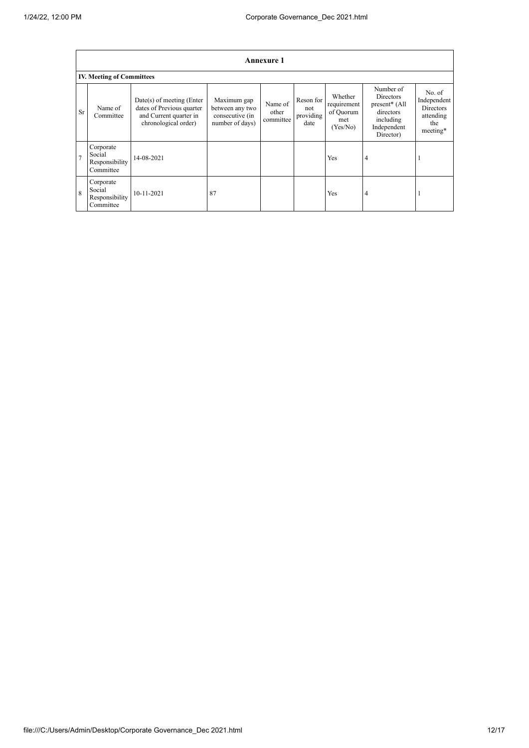## Annexure 1

### IV. Meeting of Committees

| Sr | Name of Committee | Date(s) of meeting (Enter dates of Previous quarter and Current quarter in chronological order) | Maximum gap between any two consecutive (in number of days) | Name of other committee | Reson for not providing date | Whether requirement of Quorum met (Yes/No) | Number of Directors present* (All directors including Independent Director) | No. of Independent Directors attending the meeting* |
|---|---|---|---|---|---|---|---|---|
| 7 | Corporate Social Responsibility Committee | 14-08-2021 | | | | Yes | 4 | 1 |
| 8 | Corporate Social Responsibility Committee | 10-11-2021 | 87 | | | Yes | 4 | 1 |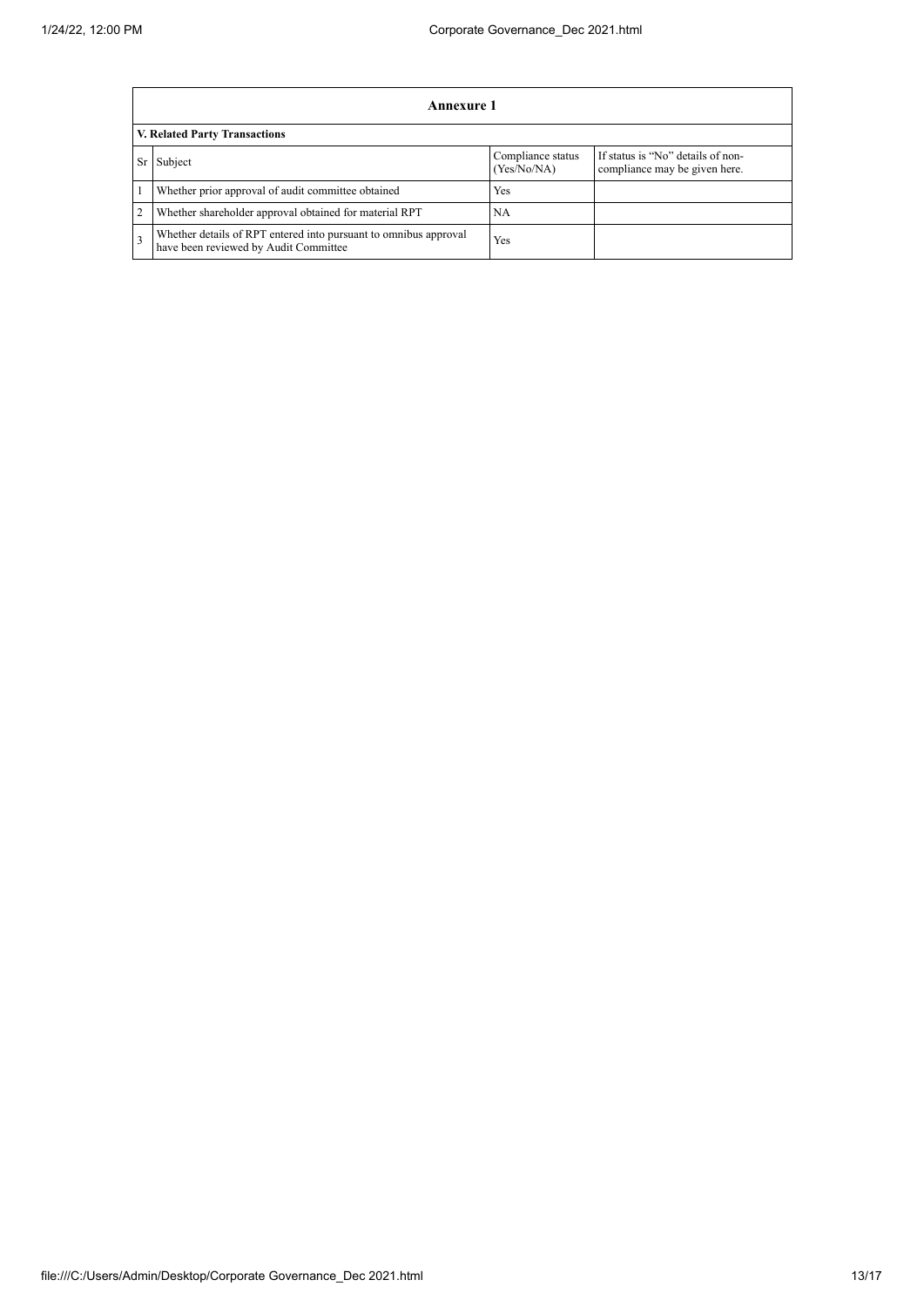| Annexure 1 | | | |
|---|---|---|---|
| **V. Related Party Transactions** | | | |
| Sr | Subject | Compliance status (Yes/No/NA) | If status is "No" details of non-compliance may be given here. |
| 1 | Whether prior approval of audit committee obtained | Yes | |
| 2 | Whether shareholder approval obtained for material RPT | NA | |
| 3 | Whether details of RPT entered into pursuant to omnibus approval have been reviewed by Audit Committee | Yes | |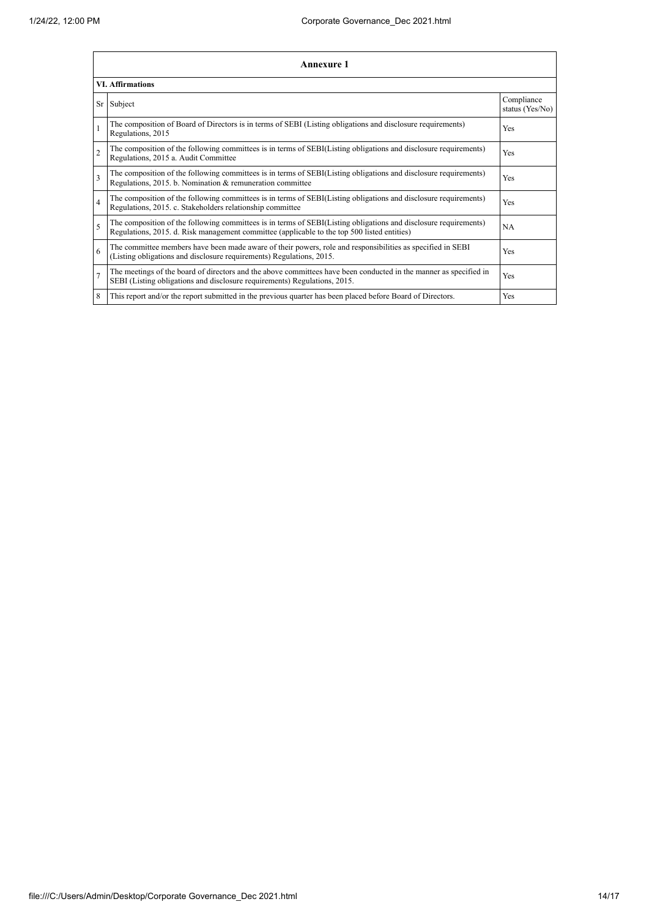## Annexure 1

### VI. Affirmations

| Sr | Subject | Compliance status (Yes/No) |
|---|---|---|
| 1 | The composition of Board of Directors is in terms of SEBI (Listing obligations and disclosure requirements) Regulations, 2015 | Yes |
| 2 | The composition of the following committees is in terms of SEBI(Listing obligations and disclosure requirements) Regulations, 2015 a. Audit Committee | Yes |
| 3 | The composition of the following committees is in terms of SEBI(Listing obligations and disclosure requirements) Regulations, 2015. b. Nomination & remuneration committee | Yes |
| 4 | The composition of the following committees is in terms of SEBI(Listing obligations and disclosure requirements) Regulations, 2015. c. Stakeholders relationship committee | Yes |
| 5 | The composition of the following committees is in terms of SEBI(Listing obligations and disclosure requirements) Regulations, 2015. d. Risk management committee (applicable to the top 500 listed entities) | NA |
| 6 | The committee members have been made aware of their powers, role and responsibilities as specified in SEBI (Listing obligations and disclosure requirements) Regulations, 2015. | Yes |
| 7 | The meetings of the board of directors and the above committees have been conducted in the manner as specified in SEBI (Listing obligations and disclosure requirements) Regulations, 2015. | Yes |
| 8 | This report and/or the report submitted in the previous quarter has been placed before Board of Directors. | Yes |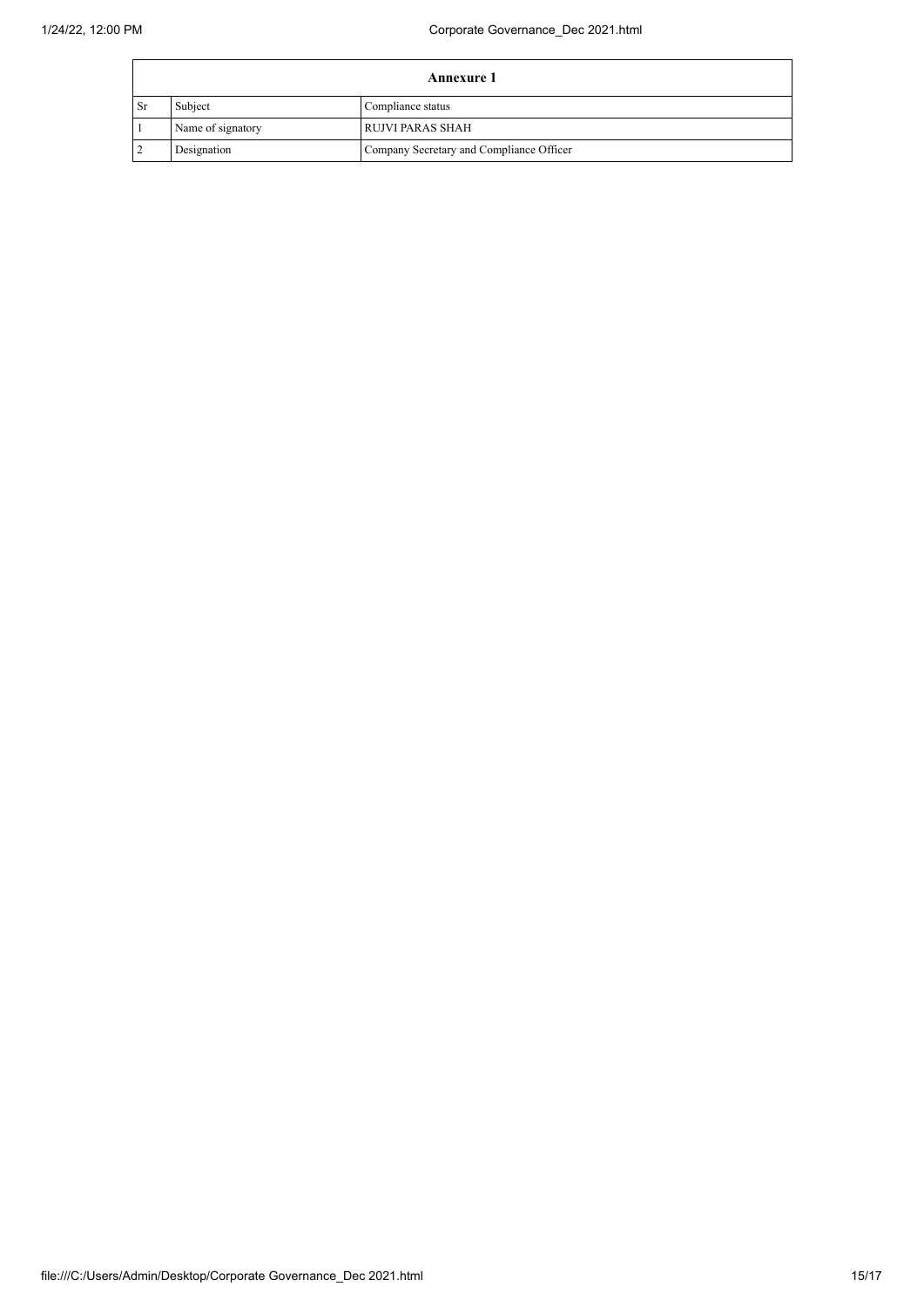| Annexure 1 | | |
|---|---|---|
| Sr | Subject | Compliance status |
| 1 | Name of signatory | RUJVI PARAS SHAH |
| 2 | Designation | Company Secretary and Compliance Officer |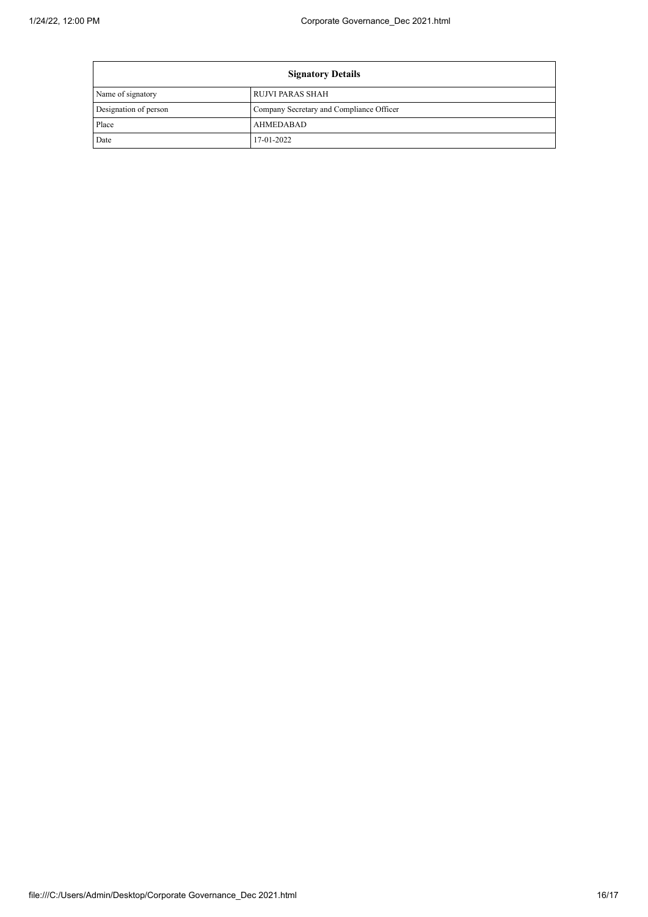| Signatory Details | |
|---|---|
| Name of signatory | RUJVI PARAS SHAH |
| Designation of person | Company Secretary and Compliance Officer |
| Place | AHMEDABAD |
| Date | 17-01-2022 |